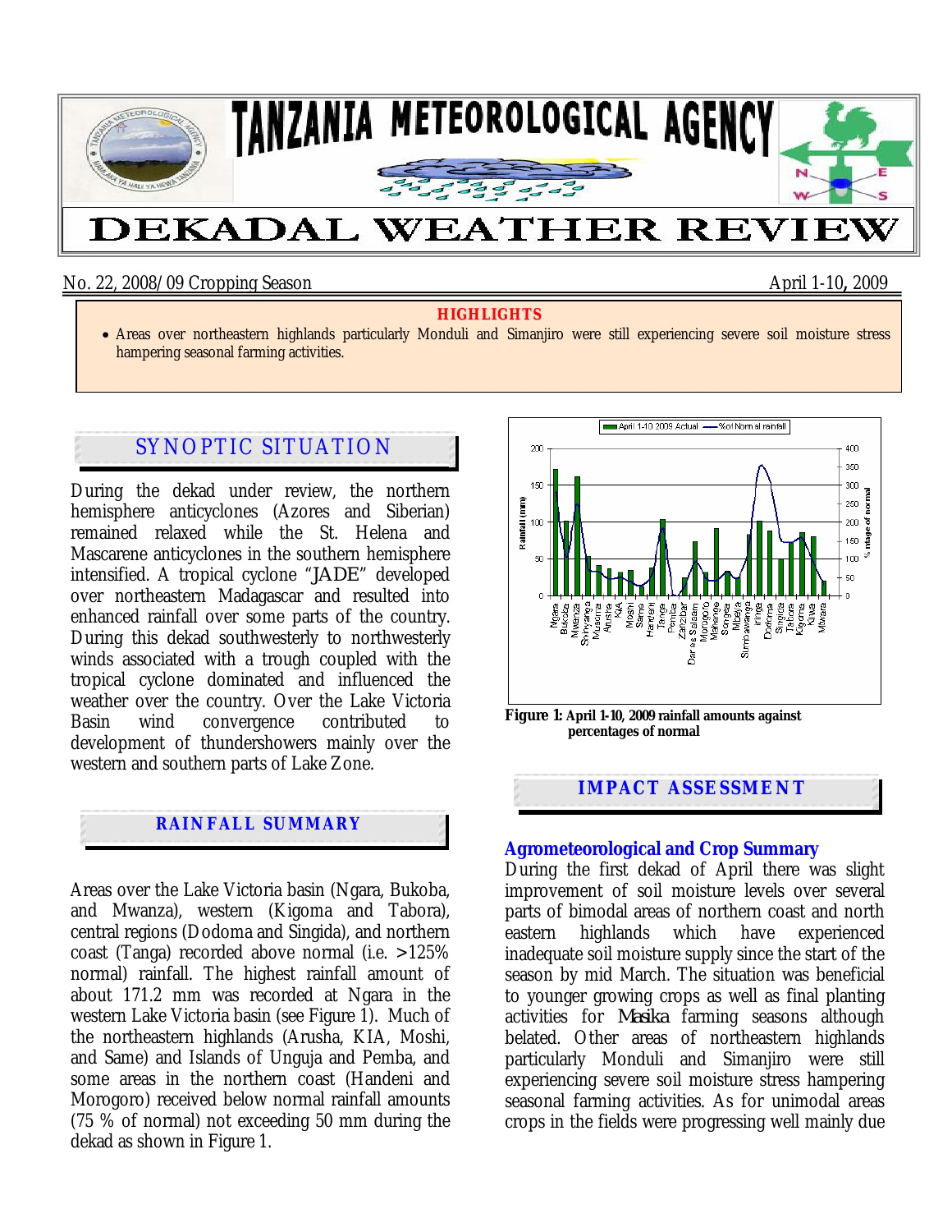# TANZANIA METEOROLOGICAL AGENCY

# DEKADAL WEATHER REVIEW

No. 22, 2008/09 Cropping Season — April 1-10, 2009

**HIGHLIGHTS**

- Areas over northeastern highlands particularly Monduli and Simanjiro were still experiencing severe soil moisture stress hampering seasonal farming activities.

## SYNOPTIC SITUATION

During the dekad under review, the northern hemisphere anticyclones (Azores and Siberian) remained relaxed while the St. Helena and Mascarene anticyclones in the southern hemisphere intensified. A tropical cyclone "JADE" developed over northeastern Madagascar and resulted into enhanced rainfall over some parts of the country. During this dekad southwesterly to northwesterly winds associated with a trough coupled with the tropical cyclone dominated and influenced the weather over the country. Over the Lake Victoria Basin wind convergence contributed to development of thundershowers mainly over the western and southern parts of Lake Zone.

## RAINFALL SUMMARY

Areas over the Lake Victoria basin (Ngara, Bukoba, and Mwanza), western (Kigoma and Tabora), central regions (Dodoma and Singida), and northern coast (Tanga) recorded above normal (i.e. >125% normal) rainfall. The highest rainfall amount of about 171.2 mm was recorded at Ngara in the western Lake Victoria basin (see Figure 1). Much of the northeastern highlands (Arusha, KIA, Moshi, and Same) and Islands of Unguja and Pemba, and some areas in the northern coast (Handeni and Morogoro) received below normal rainfall amounts (75 % of normal) not exceeding 50 mm during the dekad as shown in Figure 1.

**Figure 1: April 1-10, 2009 rainfall amounts against percentages of normal**

## IMPACT ASSESSMENT

### Agrometeorological and Crop Summary

During the first dekad of April there was slight improvement of soil moisture levels over several parts of bimodal areas of northern coast and north eastern highlands which have experienced inadequate soil moisture supply since the start of the season by mid March. The situation was beneficial to younger growing crops as well as final planting activities for *Masika* farming seasons although belated. Other areas of northeastern highlands particularly Monduli and Simanjiro were still experiencing severe soil moisture stress hampering seasonal farming activities. As for unimodal areas crops in the fields were progressing well mainly due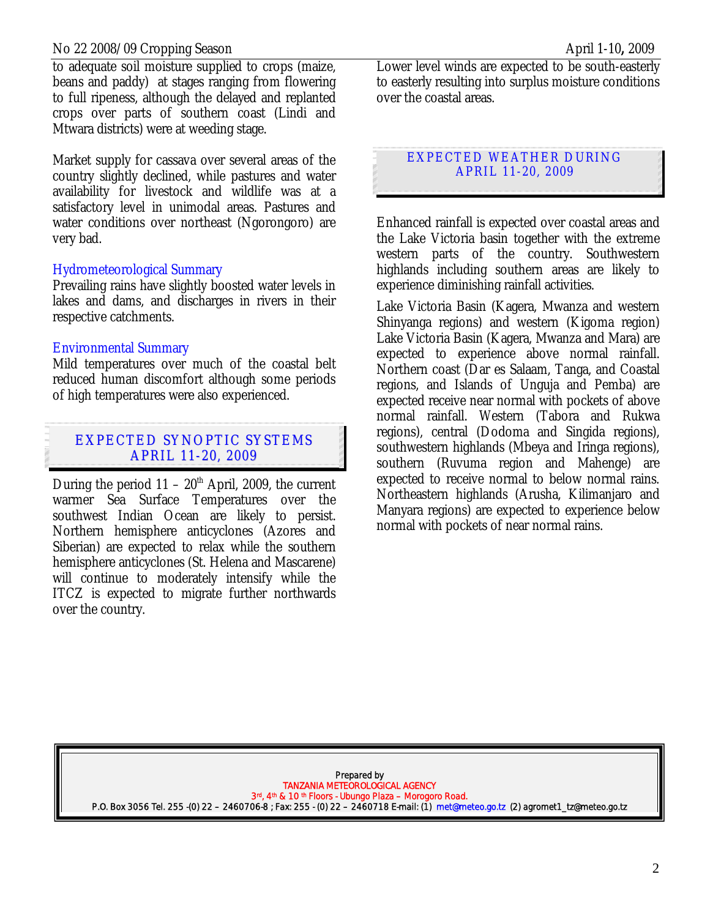to adequate soil moisture supplied to crops (maize, beans and paddy) at stages ranging from flowering to full ripeness, although the delayed and replanted crops over parts of southern coast (Lindi and Mtwara districts) were at weeding stage.

Market supply for cassava over several areas of the country slightly declined, while pastures and water availability for livestock and wildlife was at a satisfactory level in unimodal areas. Pastures and water conditions over northeast (Ngorongoro) are very bad.

### Hydrometeorological Summary

Prevailing rains have slightly boosted water levels in lakes and dams, and discharges in rivers in their respective catchments.

### Environmental Summary

Mild temperatures over much of the coastal belt reduced human discomfort although some periods of high temperatures were also experienced.

## EXPECTED SYNOPTIC SYSTEMS APRIL 11-20, 2009

During the period 11 – 20th April, 2009, the current warmer Sea Surface Temperatures over the southwest Indian Ocean are likely to persist. Northern hemisphere anticyclones (Azores and Siberian) are expected to relax while the southern hemisphere anticyclones (St. Helena and Mascarene) will continue to moderately intensify while the ITCZ is expected to migrate further northwards over the country. Lower level winds are expected to be south-easterly to easterly resulting into surplus moisture conditions over the coastal areas.

## EXPECTED WEATHER DURING APRIL 11-20, 2009

Enhanced rainfall is expected over coastal areas and the Lake Victoria basin together with the extreme western parts of the country. Southwestern highlands including southern areas are likely to experience diminishing rainfall activities.

Lake Victoria Basin (Kagera, Mwanza and western Shinyanga regions) and western (Kigoma region) Lake Victoria Basin (Kagera, Mwanza and Mara) are expected to experience above normal rainfall. Northern coast (Dar es Salaam, Tanga, and Coastal regions, and Islands of Unguja and Pemba) are expected receive near normal with pockets of above normal rainfall. Western (Tabora and Rukwa regions), central (Dodoma and Singida regions), southwestern highlands (Mbeya and Iringa regions), southern (Ruvuma region and Mahenge) are expected to receive normal to below normal rains. Northeastern highlands (Arusha, Kilimanjaro and Manyara regions) are expected to experience below normal with pockets of near normal rains.

Prepared by
TANZANIA METEOROLOGICAL AGENCY
3rd, 4th & 10th Floors - Ubungo Plaza – Morogoro Road.
P.O. Box 3056 Tel. 255 -(0) 22 – 2460706-8 ; Fax: 255 - (0) 22 – 2460718 E-mail: (1) met@meteo.go.tz (2) agromet1_tz@meteo.go.tz